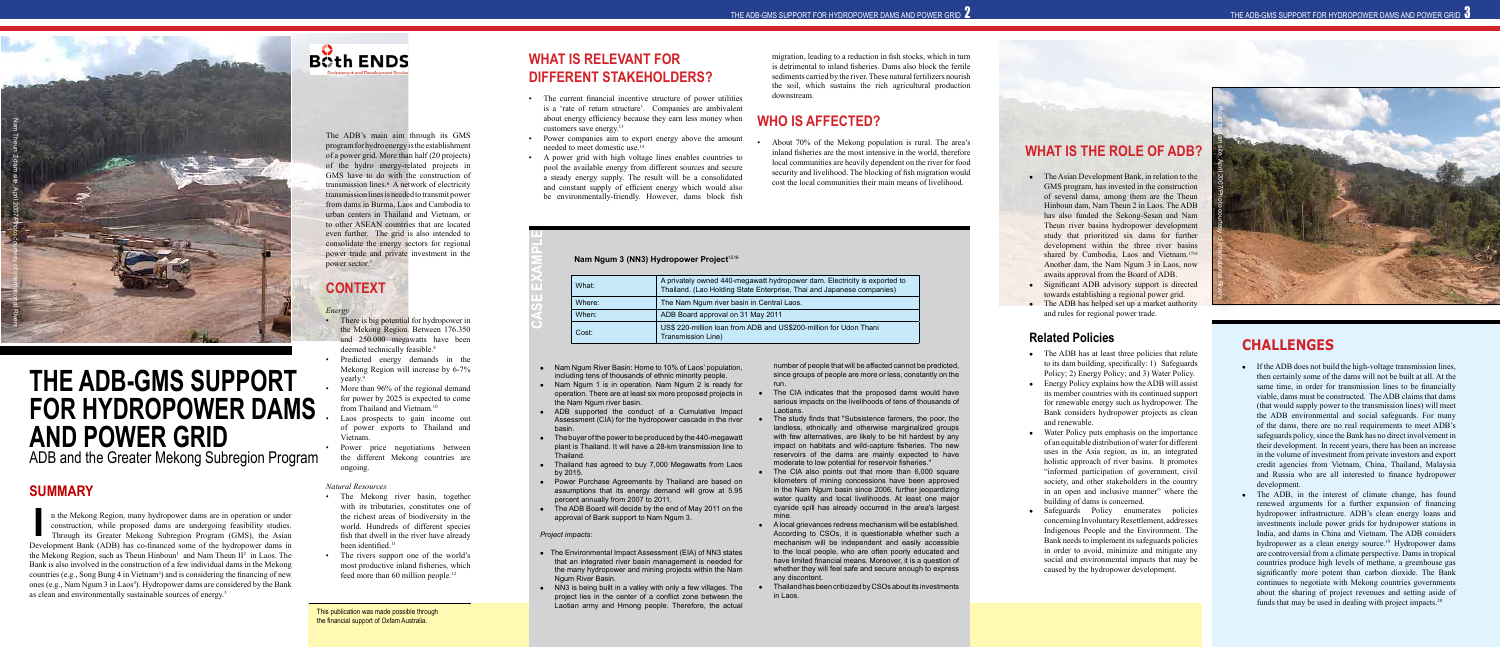# THE ADB-GMS SUPPORT FOR HYDROPOWER DAMS AND POWER GRID

ADB and the Greater Mekong Subregion Program

## SUMMARY

In the Mekong Region, many hydropower dams are in operation or under construction, while proposed dams are undergoing feasibility studies. Through its Greater Mekong Subregion Program (GMS), the Asian Development Bank (ADB) has co-financed some of the hydropower dams in the Mekong Region, such as Theun Hinboun[1] and Nam Theun II[2] in Laos. The Bank is also involved in the construction of a few individual dams in the Mekong countries (e.g., Song Bung 4 in Vietnam[3]) and is considering the financing of new ones (e.g., Nam Ngum 3 in Laos[4]). Hydropower dams are considered by the Bank as clean and environmentally sustainable sources of energy.[5]

The ADB's main aim through its GMS program for hydro energy is the establishment of a power grid. More than half (20 projects) of the hydro energy-related projects in GMS have to do with the construction of transmission lines.[6] A network of electricity transmission lines is needed to transmit power from dams in Burma, Laos and Cambodia to urban centers in Thailand and Vietnam, or to other ASEAN countries that are located even further. The grid is also intended to consolidate the energy sectors for regional power trade and private investment in the power sector.[7]

## CONTEXT

*Energy*

- There is big potential for hydropower in the Mekong Region. Between 176,350 and 250,000 megawatts have been deemed technically feasible.[8]
- Predicted energy demands in the Mekong Region will increase by 6-7% yearly.[9]
- More than 96% of the regional demand for power by 2025 is expected to come from Thailand and Vietnam.[10]
- Laos prospects to gain income out of power exports to Thailand and Vietnam.
- Power price negotiations between the different Mekong countries are ongoing.

*Natural Resources*

- The Mekong river basin, together with its tributaries, constitutes one of the richest areas of biodiversity in the world. Hundreds of different species fish that dwell in the river have already been identified.[11]
- The rivers support one of the world's most productive inland fisheries, which feed more than 60 million people.[12]

This publication was made possible through the financial support of Oxfam Australia.

## WHAT IS RELEVANT FOR DIFFERENT STAKEHOLDERS?

- The current financial incentive structure of power utilities is a 'rate of return structure'. Companies are ambivalent about energy efficiency because they earn less money when customers save energy.[13]
- Power companies aim to export energy above the amount needed to meet domestic use.[14]
- A power grid with high voltage lines enables countries to pool the available energy from different sources and secure a steady energy supply. The result will be a consolidated and constant supply of efficient energy which would also be environmentally-friendly. However, dams block fish migration, leading to a reduction in fish stocks, which in turn is detrimental to inland fisheries. Dams also block the fertile sediments carried by the river. These natural fertilizers nourish the soil, which sustains the rich agricultural production downstream.

## WHO IS AFFECTED?

- About 70% of the Mekong population is rural. The area's inland fisheries are the most intensive in the world, therefore local communities are heavily dependent on the river for food security and livelihood. The blocking of fish migration would cost the local communities their main means of livelihood.

## CASE EXAMPLE

**Nam Ngum 3 (NN3) Hydropower Project**[15,16]

| | |
|---|---|
| What: | A privately owned 440-megawatt hydropower dam. Electricity is exported to Thailand. (Lao Holding State Enterprise, Thai and Japanese companies) |
| Where: | The Nam Ngum river basin in Central Laos. |
| When: | ADB Board approval on 31 May 2011 |
| Cost: | US$ 220-million loan from ADB and US$200-million for Udon Thani Transmission Line) |

- Nam Ngum River Basin: Home to 10% of Laos' population, including tens of thousands of ethnic minority people.
- Nam Ngum 1 is in operation. Nam Ngum 2 is ready for operation. There are at least six more proposed projects in the Nam Ngum river basin.
- ADB supported the conduct of a Cumulative Impact Assessment (CIA) for the hydropower cascade in the river basin.
- The buyer of the power to be produced by the 440-megawatt plant is Thailand. It will have a 28-km transmission line to Thailand.
- Thailand has agreed to buy 7,000 Megawatts from Laos by 2015.
- Power Purchase Agreements by Thailand are based on assumptions that its energy demand will grow at 5.95 percent annually from 2007 to 2011.
- The ADB Board will decide by the end of May 2011 on the approval of Bank support to Nam Ngum 3.

*Project impacts:*

- The Environmental Impact Assessment (EIA) of NN3 states that an integrated river basin management is needed for the many hydropower and mining projects within the Nam Ngum River Basin.
- NN3 is being built in a valley with only a few villages. The project lies in the center of a conflict zone between the Laotian army and Hmong people. Therefore, the actual number of people that will be affected cannot be predicted, since groups of people are more or less, constantly on the run.
- The CIA indicates that the proposed dams would have serious impacts on the livelihoods of tens of thousands of Laotians.
- The study finds that "Subsistence farmers, the poor, the landless, ethnically and otherwise marginalized groups with few alternatives, are likely to be hit hardest by any impact on habitats and wild-capture fisheries. The new reservoirs of the dams are mainly expected to have moderate to low potential for reservoir fisheries."
- The CIA also points out that more than 6,000 square kilometers of mining concessions have been approved in the Nam Ngum basin since 2006, further jeopardizing water quality and local livelihoods. At least one major cyanide spill has already occurred in the area's largest mine.
- A local grievances redress mechanism will be established. According to CSOs, it is questionable whether such a mechanism will be independent and easily accessible to the local people, who are often poorly educated and have limited financial means. Moreover, it is a question of whether they will feel safe and secure enough to express any discontent.
- Thailand has been criticized by CSOs about its investments in Laos.

## WHAT IS THE ROLE OF ADB?

- The Asian Development Bank, in relation to the GMS program, has invested in the construction of several dams, among them are the Theun Hinboun dam, Nam Theun 2 in Laos. The ADB has also funded the Sekong-Sesan and Nam Theun river basins hydropower development study that prioritized six dams for further development within the three river basins shared by Cambodia, Laos and Vietnam.[17,18] Another dam, the Nam Ngum 3 in Laos, now awaits approval from the Board of ADB.
- Significant ADB advisory support is directed towards establishing a regional power grid.
- The ADB has helped set up a market authority and rules for regional power trade.

### Related Policies

- The ADB has at least three policies that relate to its dam building, specifically: 1) Safeguards Policy; 2) Energy Policy; and 3) Water Policy.
- Energy Policy explains how the ADB will assist its member countries with its continued support for renewable energy such as hydropower. The Bank considers hydropower projects as clean and renewable.
- Water Policy puts emphasis on the importance of an equitable distribution of water for different uses in the Asia region, as in, an integrated holistic approach of river basins. It promotes "informed participation of government, civil society, and other stakeholders in the country in an open and inclusive manner" where the building of dams is concerned.
- Safeguards Policy enumerates policies concerning Involuntary Resettlement, addresses Indigenous People and the Environment. The Bank needs to implement its safeguards policies in order to avoid, minimize and mitigate any social and environmental impacts that may be caused by the hydropower development.

## CHALLENGES

- If the ADB does not build the high-voltage transmission lines, then certainly some of the dams will not be built at all. At the same time, in order for transmission lines to be financially viable, dams must be constructed. The ADB claims that dams (that would supply power to the transmission lines) will meet the ADB environmental and social safeguards. For many of the dams, there are no real requirements to meet ADB's safeguards policy, since the Bank has no direct involvement in their development. In recent years, there has been an increase in the volume of investment from private investors and export credit agencies from Vietnam, China, Thailand, Malaysia and Russia who are all interested to finance hydropower development.
- The ADB, in the interest of climate change, has found renewed arguments for a further expansion of financing hydropower infrastructure. ADB's clean energy loans and investments include power grids for hydropower stations in India, and dams in China and Vietnam. The ADB considers hydropower as a clean energy source.[19] Hydropower dams are controversial from a climate perspective. Dams in tropical countries produce high levels of methane, a greenhouse gas significantly more potent than carbon dioxide. The Bank continues to negotiate with Mekong countries governments about the sharing of project revenues and setting aside of funds that may be used in dealing with project impacts.[20]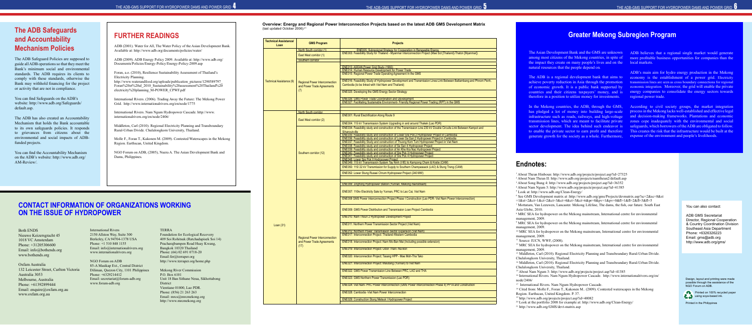## The ADB Safeguards and Accountability Mechanism Policies

The ADB Safeguard Policies are supposed to guide all ADB operations so that they meet the Bank's minimum social and environmental standards. The ADB requires its clients to comply with these standards, otherwise the Bank may withhold financing for the project or activity that are not in compliance.

You can find Safeguards on the ADB's website: http://www.adb.org/Safeguards/default.asp.

The ADB has also created an Accountability Mechanism that holds the Bank accountable to its own safeguards policies. It responds to grievances from citizens about the environmental and social impacts of ADB-funded projects.

You can find the Accountability Mechanism on the ADB's website: http://www.adb.org/AM-Review/.

## FURTHER READINGS

ADB (2001). Water for All, The Water Policy of the Asian Development Bank. Available at: http://www.adb.org/documents/policies/water/

ADB (2009). ADB Energy Policy 2009. Available at: http://www.adb.org/Documents/Policies/Energy-Policy/Energy-Policy-2009.asp

Foran, a.o. (2010), Resilience Sustainability Assessment of Thailand's Electricity Planning. http://www.waterandfood.org/uploads/publication_pictures/1290589797_Foran%20et%20al_2010_Sustainability%20assessment%20Thailand%20electricity%20planning_M-POWER_CPWF.pdf

International Rivers. (2006). Trading Away the Future: The Mekong Power Grid. http://www.internationalrivers.org/en/node/1775

International Rivers. Nam Ngum Hydropower Cascade. http://www.internationalrivers.org/en/node/2406/

Middleton, Carl (2010). Regional Electricity Planning and Transboundary Rural-Urban Divide. Chulalongkorn University, Thailand.

Molle F., Foran T., Kakonen M. (2009). Contested Waterscapes in the Mekong Region. Earthscan, United Kingdom.

NGO Forum on ADB, (2005), Nuera A. The Asian Development Bank and Dams, Philippines.

## CONTACT INFORMATION OF ORGANIZATIONS WORKING ON THE ISSUE OF HYDROPOWER

Both ENDS
Nieuwe Keizersgracht 45
1018 VC Amsterdam
Phone: +31205306600
Email: info@bothends.org
www.bothends.org

Oxfam Australia
132 Leicester Street, Carlton Victoria
Australia 3053
Melbourne, Australia
Phone: +61392899444
Email: enquire@oxfam.org.au
www.oxfam.org.au

International Rivers
2150 Allston Way, Suite 300
Berkeley, CA 94704-1378 USA
Phone: +1 510 848 1155
Email: info@internationalrivers.org
www.internationalrivers.org

NGO Forum on ADB
85-A Masikap Ext., Central District
Diliman, Quezon City, 1101 Philippines
Phone: +6329214412
Email: secretariat@forum-adb.org
www.forum-adb.org

TERRA
Foundation for Ecological Recovery
409 Soi Rohitsuk (Ratchadapisek Soi 14)
Pracharajbampen Road Huay Kwang,
Bangkok 10320 Thailand
Phone: (66) 02 691 0718-20
Email:fer@terraper.org
http://www.terraper.org/home.php

Mekong River Commission
P.O. Box 6101
Unit 18 Ban Sithane Neua, Sikhottabong District
Vientiane 01000, Lao PDR.
Phone: (856) 21 263 263
Email: mrcs@mrcmekong.org
http://www.mrcmekong.org

**Overview: Energy and Regional Power Interconnection Projects based on the latest ADB GMS Development Matrix** (last updated October 2006)[21]

| Technical Assistance/ Loan | GMS Program | Projects |
|---|---|---|
| Technical Assistance (9) | North South corridor (1) | ENE005: Subregional Strategy for Cooperation in Renewable Energy |
| | East West corridor (1) | ENE003: Feasibility Study for Thailand - Myanmar Interconnection Project (Mae Sot [Thailand]-Thaton [Myanmar]) |
| | Southern corridor | |
| | Regional Power Interconnection and Power Trade Agreements (7) | ENE013: ASEAN Power Grid Study (1993) |
| | | ENE014: Human Resource Development for Power Trade |
| | | ENE015: Regional Power Trade Operating Agreement in the GMS |
| | | ENE016: Feasibility Study of Hydropower Development and Transmission Lines Link Between Battambang and Phnom Penh, Cambodia (to be linked with Viet Nam and Thailand) |
| | | ENE025: Developing the GMS Energy Sector Strategy |
| | | ENE026: GMS Power Trade Coordination and Development |
| | | ENE027: Facilitating Sustainable Environment- Friendly Regional Power Trading (RPT) in the GMS |
| Loan (31) | North South corridor | |
| | East West corridor (2) | ENE001: Rural Electrification Along Route 9 |
| | | ENE004: 115 kV Transmission System Upgrading in and around Thakek (Lao PDR) |
| | Southern corridor (12) | ENE034: Feasibility study and construction of the Transmission Line 230 kV Double Circuits Link Between Kampot and Sihanoukville |
| | | ENE035: Feasibility study and construction of Lower Sre Pok 2 Hydropower Project in Cambodia |
| | | ENE036: Feasibility study and construction of Lower Se San 2 Hydropower Project in Cambodia |
| | | ENE037: Feasibility Study and construction of Thuong Kom Tum Hydropower Project in Viet Nam |
| | | ENE038: Feasibility study and construction of Se San 4 Hydropower Project |
| | | ENE039: Feasibility study and construction of An Khe Kna Nac Hydropower Project |
| | | ENE040: Feasibility study and construction of Sre Pok 3 Hydropower Project |
| | | ENE041: Feasibility study and construction of Sre Pok 4 Hydropower Project |
| | | ENE048: Lower Sre Pok II Hydropower Project |
| | | ENE049: 115 kV Transmission System Tay Ninh (VIE) to Kampong Cham & Kratie (CAM) |
| | | ENE050: 115/ 22 kV Transmission for Supply to Southern Champasseck (LAO) & Stung Treng (CAM) |
| | | ENE052: Lower Stung Russei Chrum Hydropower Project (240 MW) |
| | Regional Power Interconnection and Power Trade Agreements (17) | ENE006: Jinghong Hydropower Station (Yunnan, Mekong mainstream) |
| | | ENE007: 110kv Electricity Sale by Yunnan, PRC to Lao Cai, Viet Nam |
| | | ENE008 GMS Power Interconnection Project Phase I Construction (Lao PDR- Viet Nam Power Interconnection) |
| | | ENE009: GMS Power Distribution and Transmission Loan Project Cambodia |
| | | ENE010: Nam Theun 2 Hydropower Development Project |
| | | ENE011: Northern Power Transmission Sector Project (Viet Nam) |
| | | ENE012: Northern Power Transmission Sector Expansion (Viet Nam) |
| | | ENE017: Interconnection Project: Thailand-Western Cambodia |
| | | ENE018: Interconnection Project: Nam Mo-Ban Mai (including possible extension) |
| | | ENE019: Interconnection Project: Udon Thani -Na Bon |
| | | ENE020: Interconnection Project, Taseng HPP - Mae Moh-Tha Tako |
| | | ENE021: Interconnection Project: Malutang (Yunnan) to Viet Nam |
| | | ENE022: GMS Power Transmission Line Between PRC, LAO and THA |
| | | ENE023: GMS Northern Power Transmission (Lao PDR) |
| | | ENE024: Viet Nam- PRC Power Interconnection (GMS Power Interconnection Phase II) PPTA and Construction |
| | | ENE028: Cambodia -Viet Nam Power Interconnection |
| | | ENE029: Construction Stung Meteuk I Hydropower Project |

## Greater Mekong Subregion Program

The Asian Development Bank and the GMS are unknown among most citizens of the Mekong countries, in spite of the impact they create on many people's lives and on the natural resources that the people depend on.

The ADB is a regional development bank that aims to achieve poverty reduction in Asia through the promotion of economic growth. It is a public bank supported by countries and their citizens taxpayers' money, and is therefore in a position to utilize money for investments.

In the Mekong countries, the ADB, through the GMS, has pledged a lot of money into building large-scale infrastructure such as roads, railways, and high-voltage transmission lines, which are meant to facilitate private sector development. The idea behind such endeavor is to enable the private sector to earn profit and therefore generate growth for the society as a whole. Furthermore, ADB believes that a regional single market would generate more profitable business opportunities for companies than the local markets.

ADB's main aim for hydro energy production in the Mekong economy is the establishment of a power grid. Electricity transmission lines are seen as cross boundary connections for regional economic integration. Moreover, the grid will enable the private energy companies to consolidate the energy sectors towards regional power trade.

According to civil society groups, the market integration process in the Mekong lacks well-established and effective legal and decision-making frameworks. Plantations and economic zones cope inadequately with the environmental and social safeguards, which borrowers of the ADB are obligated to follow. This creates the risk that the infrastructure would be built at the expense of the environment and people's livelihoods.

## Endnotes:

[1] About Theun Hinboun: http://www.adb.org/projects/project.asp?id=27325
[2] About Nam Theun II: http://www.adb.org/projects/namtheun2/default.asp
[3] About Song Bung 4: http://www.adb.org/projects/project.asp?id=36352
[4] About Nam Ngum 3: http://www.adb.org/projects/project.asp?id=41385
[5] Look at: http://www.adb.org/Clean-Energy/
[6] See GMS Development matrix at :http://www.adb.org/gms/Projects/devmatrix.asp?sc=2&sc=8&st=1&st=2&ct=1&ct=2&ct=3&ct=4&ct=5&ct=6&pv=0&pv=1&pv=0&fl=1&fl=2&fl=3&fl=5
[7] Mottaram, Van Leeuwen, Lancaster. Mekong Lifeline, The dams, the fish, our future. South East Asia Globe, 2010.
[8] MRC SEA for hydropower on the Mekong mainstream, International centre for environmental management, 2009.
[9] MRC SEA for hydropower on the Mekong mainstream, International centre for environmental management, 2009.
[10] MRC SEA for hydropower on the Mekong mainstream, International centre for environmental management, 2009.
[11] Source: IUCN, WWF, (2008).
[12] MRC SEA for hydropower on the Mekong mainstream, International centre for environmental management, 2009.
[13] Middleton, Carl (2010). Regional Electricity Planning and Transboundary Rural-Urban Divide. Chulalongkorn University, Thailand.
[14] Middleton, Carl (2010). Regional Electricity Planning and Transboundary Rural-Urban Divide. Chulalongkorn University, Thailand.
[15] About Nam Ngum 3: http://www.adb.org/projects/project.asp?id=41385
[16] International Rivers. Nam Ngum Hydropower Cascade. http://www.internationalrivers.org/en/node/2406/
[17] International Rivers. Nam Ngum Hydropower Cascade.
[18] Cited from: Molle F., Foran T., Kakonen M.. (2009). Contested waterscapes in the Mekong Region. Earthscan, United Kingdom. P. 37.
[19] http://www.adb.org/projects/project.asp?id=40082
[20] Look at the portfolio 2008 for example at: http://www.adb.org/Clean-Energy/
[21] http://www.adb.org/GMS/devt-matrix.asp

You can also contact:

ADB GMS Secretariat
Director, Regional Cooperation & Country Coordination Division
Southeast Asia Department
Phone: +6326326223
Email: gms@adb.org
http://www.adb.org/gms/

Design, layout and printing were made possible through the assistance of the NGO Forum on ADB.

Printed on 100% recycled paper using soya-based ink.

Printed in the Philippines